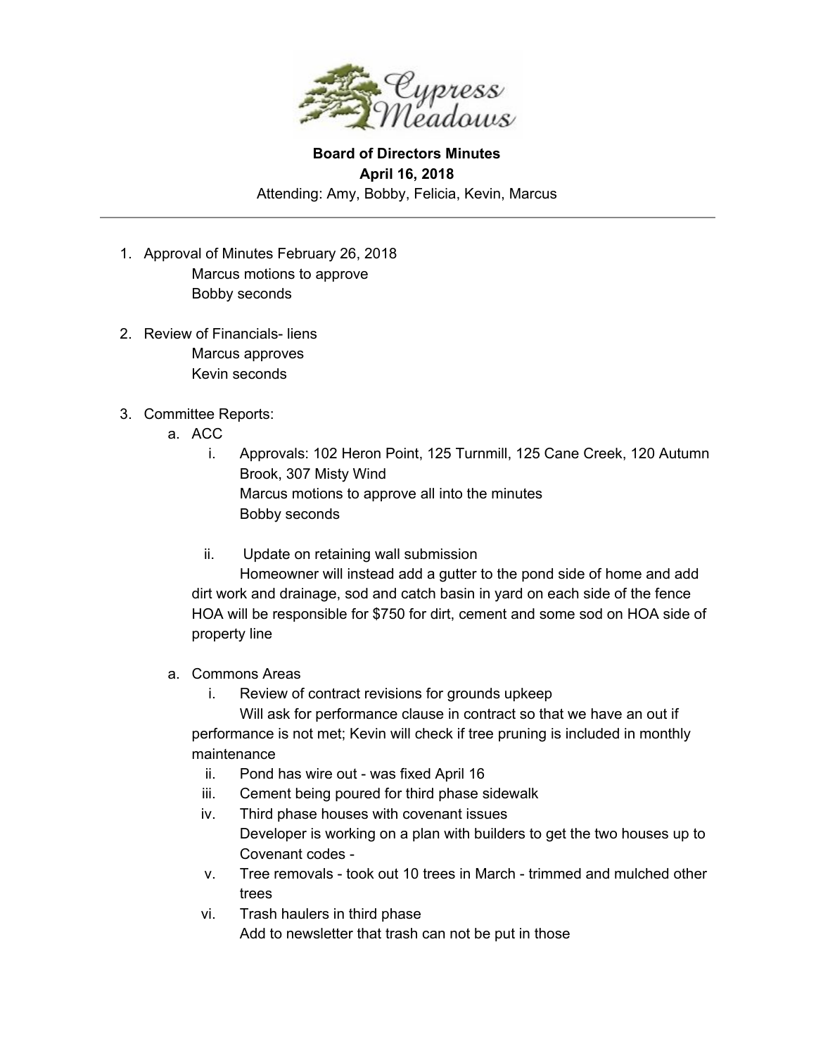Cypress Meadows

**Board of Directors Minutes**
**April 16, 2018**
Attending: Amy, Bobby, Felicia, Kevin, Marcus

---

1. Approval of Minutes February 26, 2018
   Marcus motions to approve
   Bobby seconds

2. Review of Financials- liens
   Marcus approves
   Kevin seconds

3. Committee Reports:
   a. ACC
      i. Approvals: 102 Heron Point, 125 Turnmill, 125 Cane Creek, 120 Autumn Brook, 307 Misty Wind
         Marcus motions to approve all into the minutes
         Bobby seconds

      ii. Update on retaining wall submission
         Homeowner will instead add a gutter to the pond side of home and add dirt work and drainage, sod and catch basin in yard on each side of the fence
         HOA will be responsible for $750 for dirt, cement and some sod on HOA side of property line

   a. Commons Areas
      i. Review of contract revisions for grounds upkeep
         Will ask for performance clause in contract so that we have an out if performance is not met; Kevin will check if tree pruning is included in monthly maintenance
      ii. Pond has wire out - was fixed April 16
      iii. Cement being poured for third phase sidewalk
      iv. Third phase houses with covenant issues
         Developer is working on a plan with builders to get the two houses up to Covenant codes -
      v. Tree removals - took out 10 trees in March - trimmed and mulched other trees
      vi. Trash haulers in third phase
         Add to newsletter that trash can not be put in those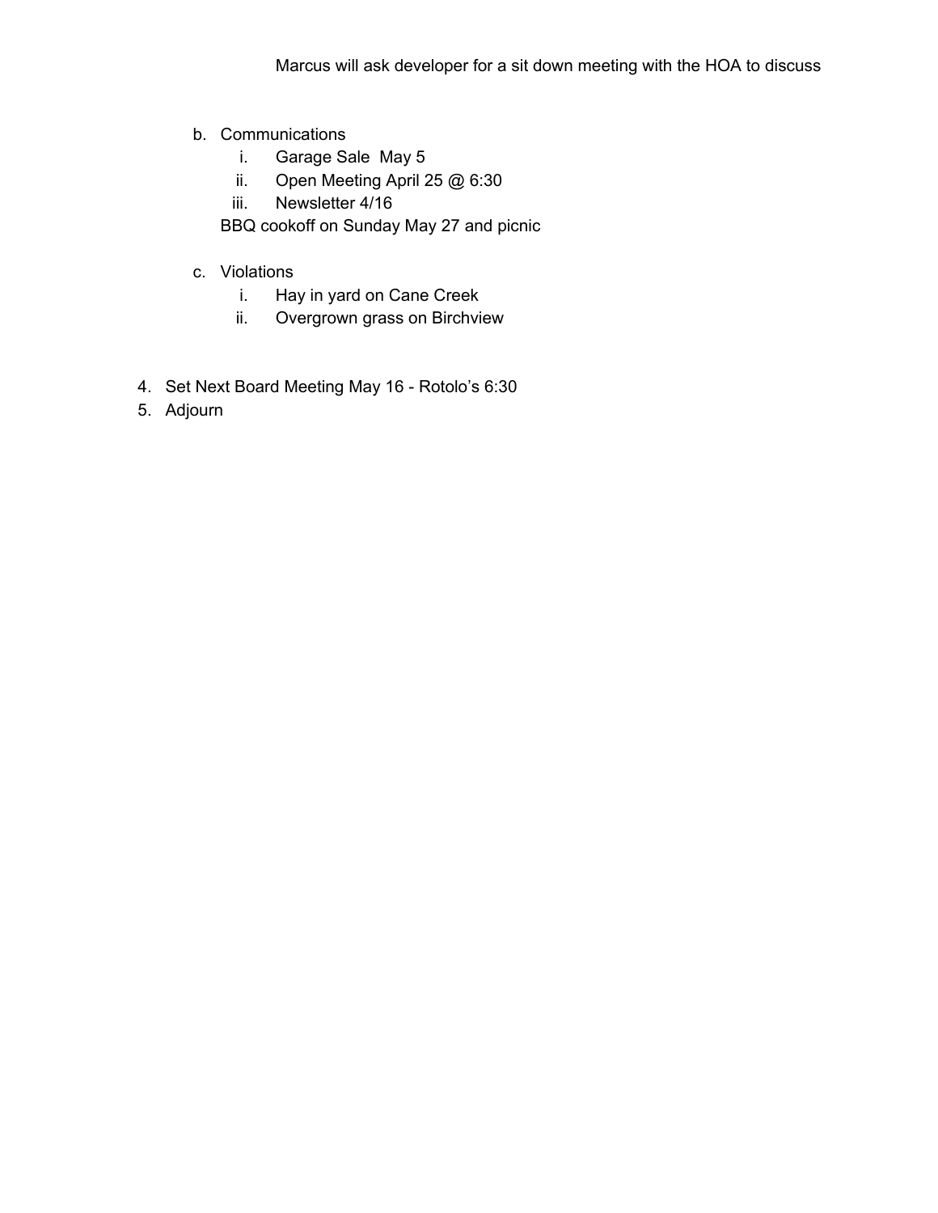Marcus will ask developer for a sit down meeting with the HOA to discuss

b. Communications
    i. Garage Sale May 5
    ii. Open Meeting April 25 @ 6:30
    iii. Newsletter 4/16

    BBQ cookoff on Sunday May 27 and picnic

c. Violations
    i. Hay in yard on Cane Creek
    ii. Overgrown grass on Birchview

4. Set Next Board Meeting May 16 - Rotolo's 6:30
5. Adjourn